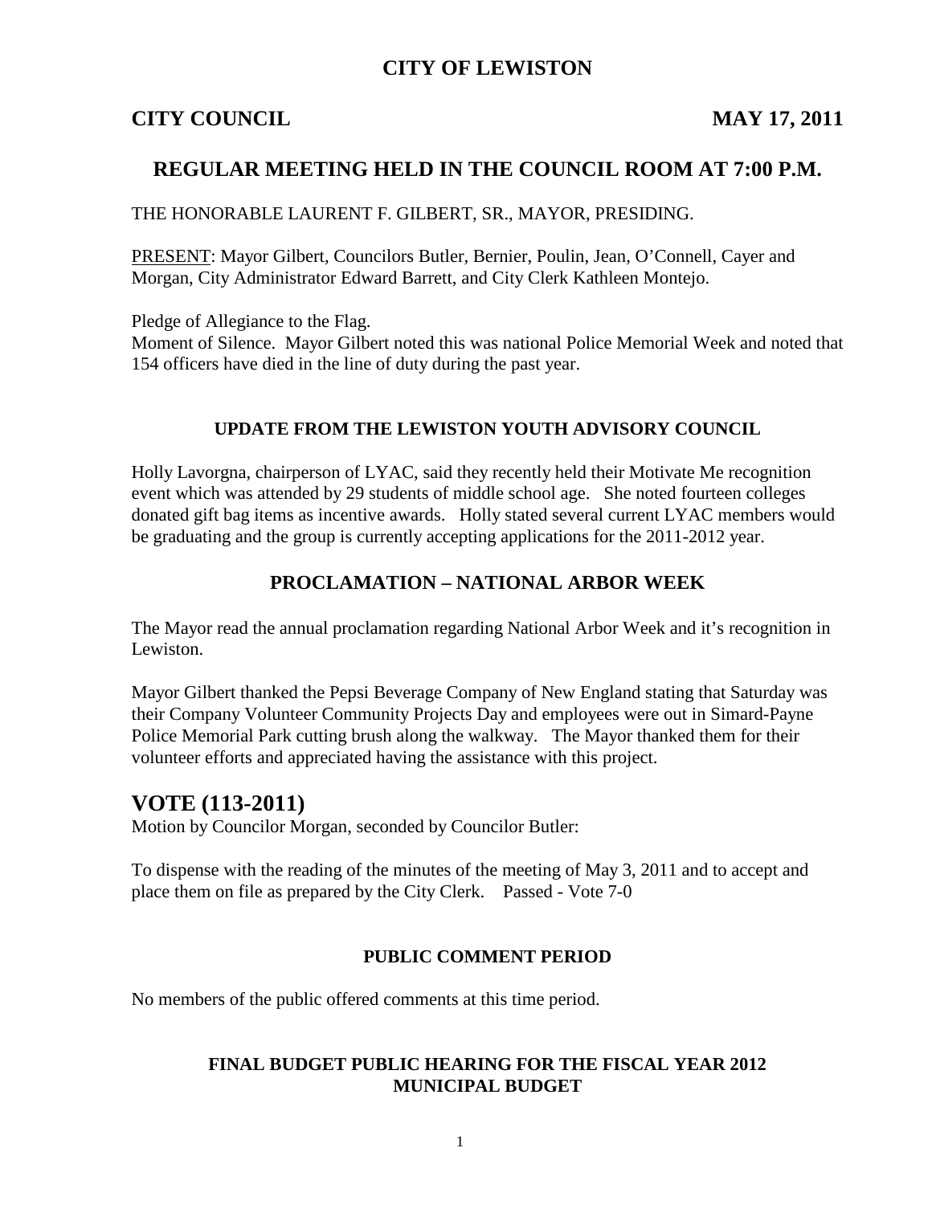# CITY OF LEWISTON

**CITY COUNCIL** **MAY 17, 2011**

## REGULAR MEETING HELD IN THE COUNCIL ROOM AT 7:00 P.M.

THE HONORABLE LAURENT F. GILBERT, SR., MAYOR, PRESIDING.

PRESENT: Mayor Gilbert, Councilors Butler, Bernier, Poulin, Jean, O'Connell, Cayer and Morgan, City Administrator Edward Barrett, and City Clerk Kathleen Montejo.

Pledge of Allegiance to the Flag.
Moment of Silence. Mayor Gilbert noted this was national Police Memorial Week and noted that 154 officers have died in the line of duty during the past year.

### UPDATE FROM THE LEWISTON YOUTH ADVISORY COUNCIL

Holly Lavorgna, chairperson of LYAC, said they recently held their Motivate Me recognition event which was attended by 29 students of middle school age. She noted fourteen colleges donated gift bag items as incentive awards. Holly stated several current LYAC members would be graduating and the group is currently accepting applications for the 2011-2012 year.

### PROCLAMATION – NATIONAL ARBOR WEEK

The Mayor read the annual proclamation regarding National Arbor Week and it's recognition in Lewiston.

Mayor Gilbert thanked the Pepsi Beverage Company of New England stating that Saturday was their Company Volunteer Community Projects Day and employees were out in Simard-Payne Police Memorial Park cutting brush along the walkway. The Mayor thanked them for their volunteer efforts and appreciated having the assistance with this project.

## VOTE (113-2011)

Motion by Councilor Morgan, seconded by Councilor Butler:

To dispense with the reading of the minutes of the meeting of May 3, 2011 and to accept and place them on file as prepared by the City Clerk. Passed - Vote 7-0

### PUBLIC COMMENT PERIOD

No members of the public offered comments at this time period.

### FINAL BUDGET PUBLIC HEARING FOR THE FISCAL YEAR 2012 MUNICIPAL BUDGET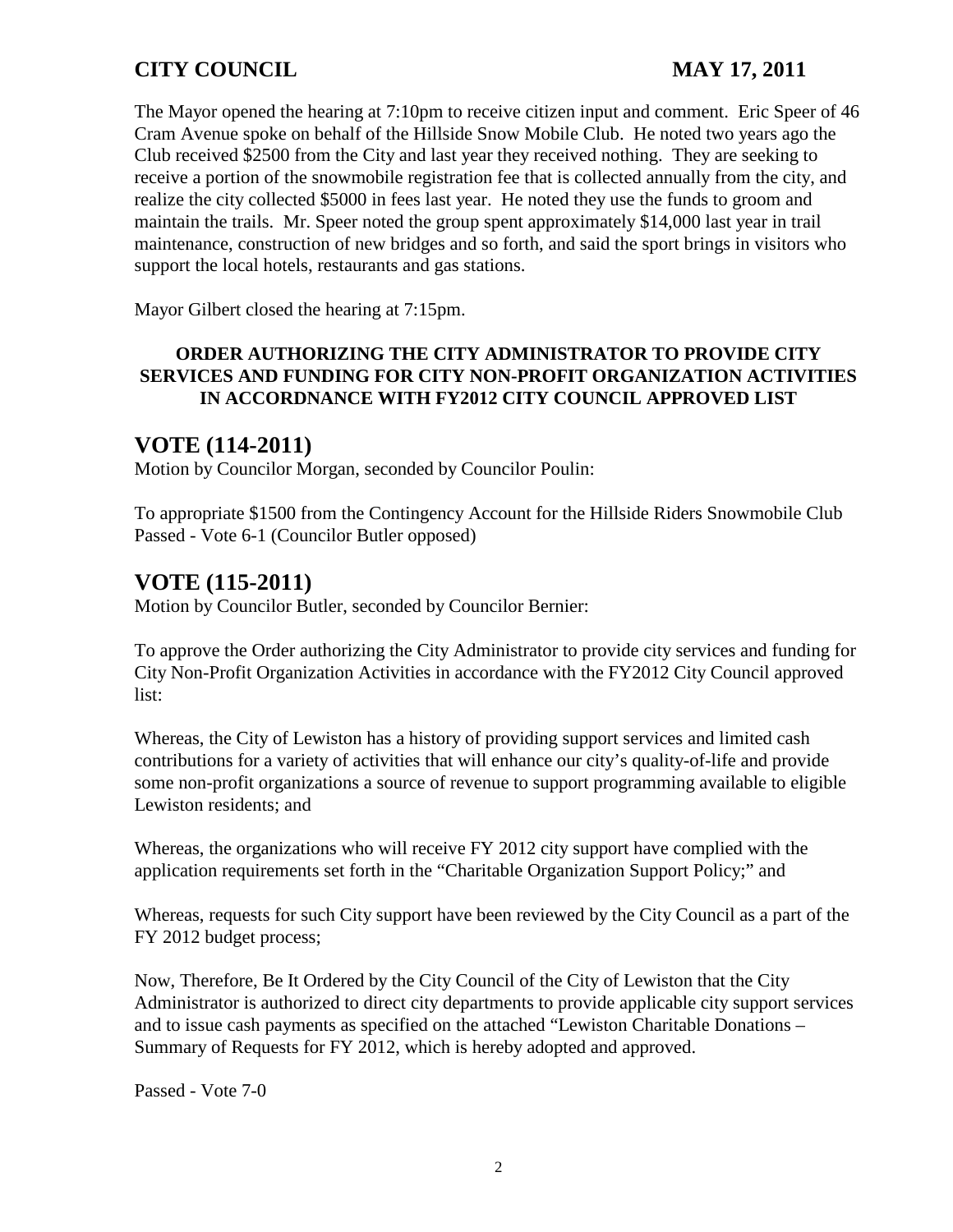The Mayor opened the hearing at 7:10pm to receive citizen input and comment. Eric Speer of 46 Cram Avenue spoke on behalf of the Hillside Snow Mobile Club. He noted two years ago the Club received $2500 from the City and last year they received nothing. They are seeking to receive a portion of the snowmobile registration fee that is collected annually from the city, and realize the city collected $5000 in fees last year. He noted they use the funds to groom and maintain the trails. Mr. Speer noted the group spent approximately $14,000 last year in trail maintenance, construction of new bridges and so forth, and said the sport brings in visitors who support the local hotels, restaurants and gas stations.

Mayor Gilbert closed the hearing at 7:15pm.

**ORDER AUTHORIZING THE CITY ADMINISTRATOR TO PROVIDE CITY SERVICES AND FUNDING FOR CITY NON-PROFIT ORGANIZATION ACTIVITIES IN ACCORDNANCE WITH FY2012 CITY COUNCIL APPROVED LIST**

## VOTE (114-2011)

Motion by Councilor Morgan, seconded by Councilor Poulin:

To appropriate $1500 from the Contingency Account for the Hillside Riders Snowmobile Club
Passed - Vote 6-1 (Councilor Butler opposed)

## VOTE (115-2011)

Motion by Councilor Butler, seconded by Councilor Bernier:

To approve the Order authorizing the City Administrator to provide city services and funding for City Non-Profit Organization Activities in accordance with the FY2012 City Council approved list:

Whereas, the City of Lewiston has a history of providing support services and limited cash contributions for a variety of activities that will enhance our city's quality-of-life and provide some non-profit organizations a source of revenue to support programming available to eligible Lewiston residents; and

Whereas, the organizations who will receive FY 2012 city support have complied with the application requirements set forth in the "Charitable Organization Support Policy;" and

Whereas, requests for such City support have been reviewed by the City Council as a part of the FY 2012 budget process;

Now, Therefore, Be It Ordered by the City Council of the City of Lewiston that the City Administrator is authorized to direct city departments to provide applicable city support services and to issue cash payments as specified on the attached "Lewiston Charitable Donations – Summary of Requests for FY 2012, which is hereby adopted and approved.

Passed - Vote 7-0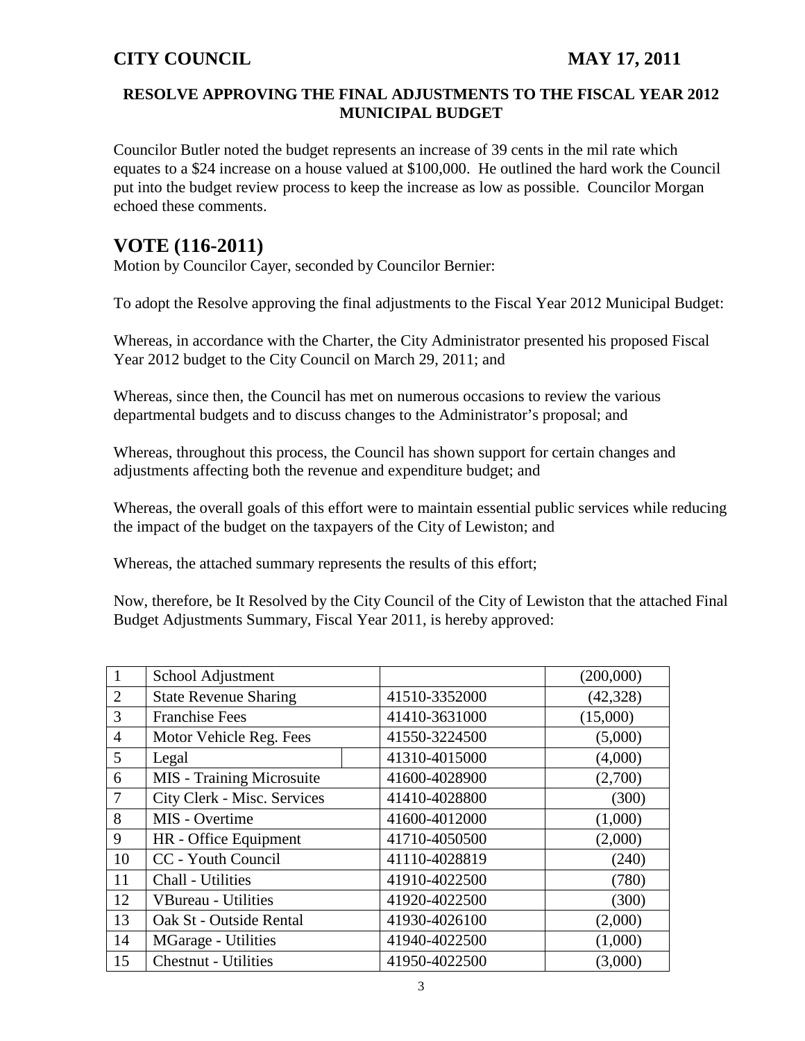**RESOLVE APPROVING THE FINAL ADJUSTMENTS TO THE FISCAL YEAR 2012 MUNICIPAL BUDGET**

Councilor Butler noted the budget represents an increase of 39 cents in the mil rate which equates to a $24 increase on a house valued at $100,000. He outlined the hard work the Council put into the budget review process to keep the increase as low as possible. Councilor Morgan echoed these comments.

## VOTE (116-2011)

Motion by Councilor Cayer, seconded by Councilor Bernier:

To adopt the Resolve approving the final adjustments to the Fiscal Year 2012 Municipal Budget:

Whereas, in accordance with the Charter, the City Administrator presented his proposed Fiscal Year 2012 budget to the City Council on March 29, 2011; and

Whereas, since then, the Council has met on numerous occasions to review the various departmental budgets and to discuss changes to the Administrator's proposal; and

Whereas, throughout this process, the Council has shown support for certain changes and adjustments affecting both the revenue and expenditure budget; and

Whereas, the overall goals of this effort were to maintain essential public services while reducing the impact of the budget on the taxpayers of the City of Lewiston; and

Whereas, the attached summary represents the results of this effort;

Now, therefore, be It Resolved by the City Council of the City of Lewiston that the attached Final Budget Adjustments Summary, Fiscal Year 2011, is hereby approved:

| | | | |
|---|---|---|---|
| 1 | School Adjustment | | (200,000) |
| 2 | State Revenue Sharing | 41510-3352000 | (42,328) |
| 3 | Franchise Fees | 41410-3631000 | (15,000) |
| 4 | Motor Vehicle Reg. Fees | 41550-3224500 | (5,000) |
| 5 | Legal | 41310-4015000 | (4,000) |
| 6 | MIS - Training Microsuite | 41600-4028900 | (2,700) |
| 7 | City Clerk - Misc. Services | 41410-4028800 | (300) |
| 8 | MIS - Overtime | 41600-4012000 | (1,000) |
| 9 | HR - Office Equipment | 41710-4050500 | (2,000) |
| 10 | CC - Youth Council | 41110-4028819 | (240) |
| 11 | Chall - Utilities | 41910-4022500 | (780) |
| 12 | VBureau - Utilities | 41920-4022500 | (300) |
| 13 | Oak St - Outside Rental | 41930-4026100 | (2,000) |
| 14 | MGarage - Utilities | 41940-4022500 | (1,000) |
| 15 | Chestnut - Utilities | 41950-4022500 | (3,000) |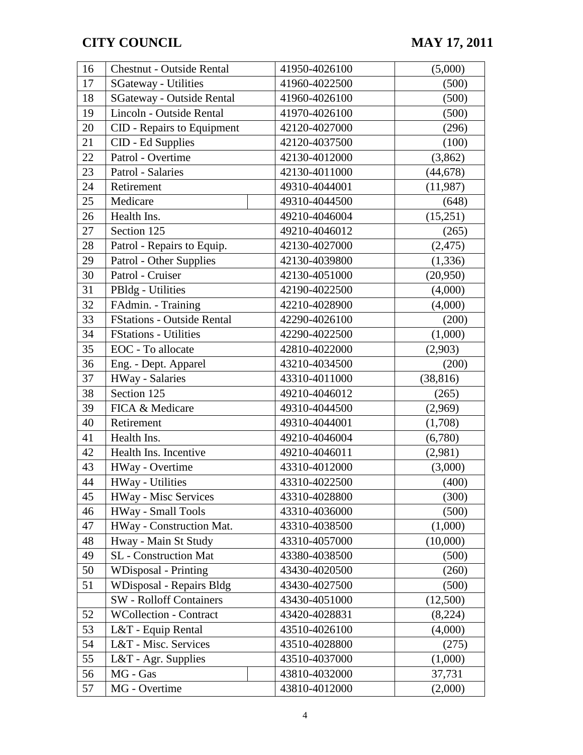| 16 | Chestnut - Outside Rental | 41950-4026100 | (5,000) |
|---|---|---|---|
| 17 | SGateway - Utilities | 41960-4022500 | (500) |
| 18 | SGateway - Outside Rental | 41960-4026100 | (500) |
| 19 | Lincoln - Outside Rental | 41970-4026100 | (500) |
| 20 | CID - Repairs to Equipment | 42120-4027000 | (296) |
| 21 | CID - Ed Supplies | 42120-4037500 | (100) |
| 22 | Patrol - Overtime | 42130-4012000 | (3,862) |
| 23 | Patrol - Salaries | 42130-4011000 | (44,678) |
| 24 | Retirement | 49310-4044001 | (11,987) |
| 25 | Medicare | 49310-4044500 | (648) |
| 26 | Health Ins. | 49210-4046004 | (15,251) |
| 27 | Section 125 | 49210-4046012 | (265) |
| 28 | Patrol - Repairs to Equip. | 42130-4027000 | (2,475) |
| 29 | Patrol - Other Supplies | 42130-4039800 | (1,336) |
| 30 | Patrol - Cruiser | 42130-4051000 | (20,950) |
| 31 | PBldg - Utilities | 42190-4022500 | (4,000) |
| 32 | FAdmin. - Training | 42210-4028900 | (4,000) |
| 33 | FStations - Outside Rental | 42290-4026100 | (200) |
| 34 | FStations - Utilities | 42290-4022500 | (1,000) |
| 35 | EOC - To allocate | 42810-4022000 | (2,903) |
| 36 | Eng. - Dept. Apparel | 43210-4034500 | (200) |
| 37 | HWay - Salaries | 43310-4011000 | (38,816) |
| 38 | Section 125 | 49210-4046012 | (265) |
| 39 | FICA & Medicare | 49310-4044500 | (2,969) |
| 40 | Retirement | 49310-4044001 | (1,708) |
| 41 | Health Ins. | 49210-4046004 | (6,780) |
| 42 | Health Ins. Incentive | 49210-4046011 | (2,981) |
| 43 | HWay - Overtime | 43310-4012000 | (3,000) |
| 44 | HWay - Utilities | 43310-4022500 | (400) |
| 45 | HWay - Misc Services | 43310-4028800 | (300) |
| 46 | HWay - Small Tools | 43310-4036000 | (500) |
| 47 | HWay - Construction Mat. | 43310-4038500 | (1,000) |
| 48 | Hway - Main St Study | 43310-4057000 | (10,000) |
| 49 | SL - Construction Mat | 43380-4038500 | (500) |
| 50 | WDisposal - Printing | 43430-4020500 | (260) |
| 51 | WDisposal - Repairs Bldg | 43430-4027500 | (500) |
| | SW - Rolloff Containers | 43430-4051000 | (12,500) |
| 52 | WCollection - Contract | 43420-4028831 | (8,224) |
| 53 | L&T - Equip Rental | 43510-4026100 | (4,000) |
| 54 | L&T - Misc. Services | 43510-4028800 | (275) |
| 55 | L&T - Agr. Supplies | 43510-4037000 | (1,000) |
| 56 | MG - Gas | 43810-4032000 | 37,731 |
| 57 | MG - Overtime | 43810-4012000 | (2,000) |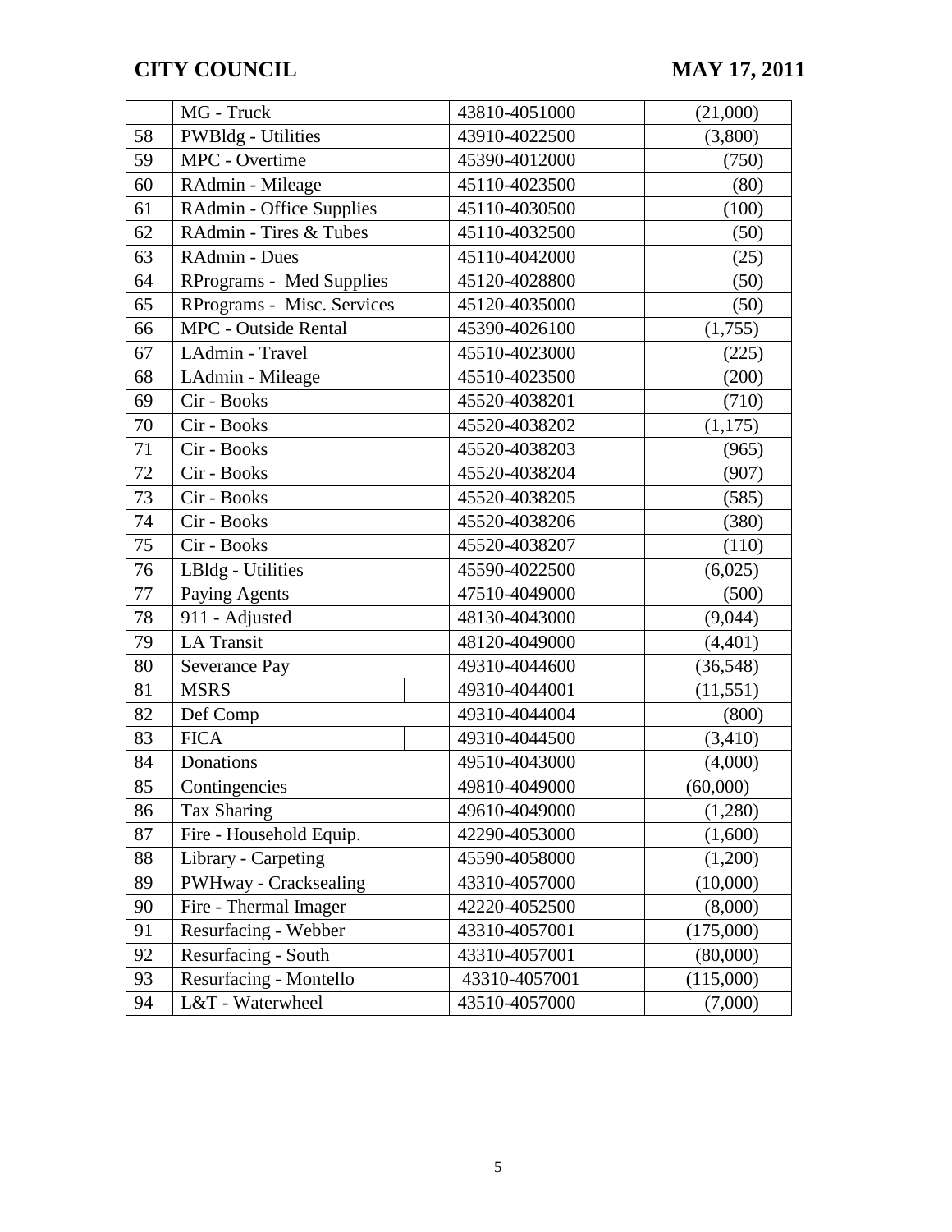|    | MG - Truck | 43810-4051000 | (21,000) |
|---|---|---|---|
| 58 | PWBldg - Utilities | 43910-4022500 | (3,800) |
| 59 | MPC - Overtime | 45390-4012000 | (750) |
| 60 | RAdmin - Mileage | 45110-4023500 | (80) |
| 61 | RAdmin - Office Supplies | 45110-4030500 | (100) |
| 62 | RAdmin - Tires & Tubes | 45110-4032500 | (50) |
| 63 | RAdmin - Dues | 45110-4042000 | (25) |
| 64 | RPrograms - Med Supplies | 45120-4028800 | (50) |
| 65 | RPrograms - Misc. Services | 45120-4035000 | (50) |
| 66 | MPC - Outside Rental | 45390-4026100 | (1,755) |
| 67 | LAdmin - Travel | 45510-4023000 | (225) |
| 68 | LAdmin - Mileage | 45510-4023500 | (200) |
| 69 | Cir - Books | 45520-4038201 | (710) |
| 70 | Cir - Books | 45520-4038202 | (1,175) |
| 71 | Cir - Books | 45520-4038203 | (965) |
| 72 | Cir - Books | 45520-4038204 | (907) |
| 73 | Cir - Books | 45520-4038205 | (585) |
| 74 | Cir - Books | 45520-4038206 | (380) |
| 75 | Cir - Books | 45520-4038207 | (110) |
| 76 | LBldg - Utilities | 45590-4022500 | (6,025) |
| 77 | Paying Agents | 47510-4049000 | (500) |
| 78 | 911 - Adjusted | 48130-4043000 | (9,044) |
| 79 | LA Transit | 48120-4049000 | (4,401) |
| 80 | Severance Pay | 49310-4044600 | (36,548) |
| 81 | MSRS | 49310-4044001 | (11,551) |
| 82 | Def Comp | 49310-4044004 | (800) |
| 83 | FICA | 49310-4044500 | (3,410) |
| 84 | Donations | 49510-4043000 | (4,000) |
| 85 | Contingencies | 49810-4049000 | (60,000) |
| 86 | Tax Sharing | 49610-4049000 | (1,280) |
| 87 | Fire - Household Equip. | 42290-4053000 | (1,600) |
| 88 | Library - Carpeting | 45590-4058000 | (1,200) |
| 89 | PWHway - Cracksealing | 43310-4057000 | (10,000) |
| 90 | Fire - Thermal Imager | 42220-4052500 | (8,000) |
| 91 | Resurfacing - Webber | 43310-4057001 | (175,000) |
| 92 | Resurfacing - South | 43310-4057001 | (80,000) |
| 93 | Resurfacing - Montello | 43310-4057001 | (115,000) |
| 94 | L&T - Waterwheel | 43510-4057000 | (7,000) |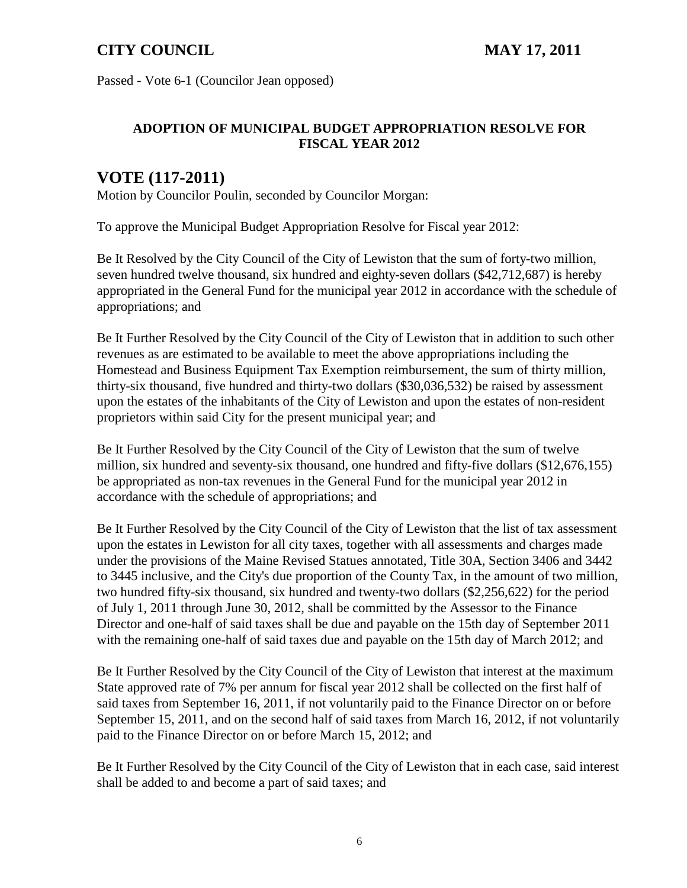Passed - Vote 6-1 (Councilor Jean opposed)

### ADOPTION OF MUNICIPAL BUDGET APPROPRIATION RESOLVE FOR FISCAL YEAR 2012

## VOTE (117-2011)

Motion by Councilor Poulin, seconded by Councilor Morgan:

To approve the Municipal Budget Appropriation Resolve for Fiscal year 2012:

Be It Resolved by the City Council of the City of Lewiston that the sum of forty-two million, seven hundred twelve thousand, six hundred and eighty-seven dollars ($42,712,687) is hereby appropriated in the General Fund for the municipal year 2012 in accordance with the schedule of appropriations; and

Be It Further Resolved by the City Council of the City of Lewiston that in addition to such other revenues as are estimated to be available to meet the above appropriations including the Homestead and Business Equipment Tax Exemption reimbursement, the sum of thirty million, thirty-six thousand, five hundred and thirty-two dollars ($30,036,532) be raised by assessment upon the estates of the inhabitants of the City of Lewiston and upon the estates of non-resident proprietors within said City for the present municipal year; and

Be It Further Resolved by the City Council of the City of Lewiston that the sum of twelve million, six hundred and seventy-six thousand, one hundred and fifty-five dollars ($12,676,155) be appropriated as non-tax revenues in the General Fund for the municipal year 2012 in accordance with the schedule of appropriations; and

Be It Further Resolved by the City Council of the City of Lewiston that the list of tax assessment upon the estates in Lewiston for all city taxes, together with all assessments and charges made under the provisions of the Maine Revised Statues annotated, Title 30A, Section 3406 and 3442 to 3445 inclusive, and the City's due proportion of the County Tax, in the amount of two million, two hundred fifty-six thousand, six hundred and twenty-two dollars ($2,256,622) for the period of July 1, 2011 through June 30, 2012, shall be committed by the Assessor to the Finance Director and one-half of said taxes shall be due and payable on the 15th day of September 2011 with the remaining one-half of said taxes due and payable on the 15th day of March 2012; and

Be It Further Resolved by the City Council of the City of Lewiston that interest at the maximum State approved rate of 7% per annum for fiscal year 2012 shall be collected on the first half of said taxes from September 16, 2011, if not voluntarily paid to the Finance Director on or before September 15, 2011, and on the second half of said taxes from March 16, 2012, if not voluntarily paid to the Finance Director on or before March 15, 2012; and

Be It Further Resolved by the City Council of the City of Lewiston that in each case, said interest shall be added to and become a part of said taxes; and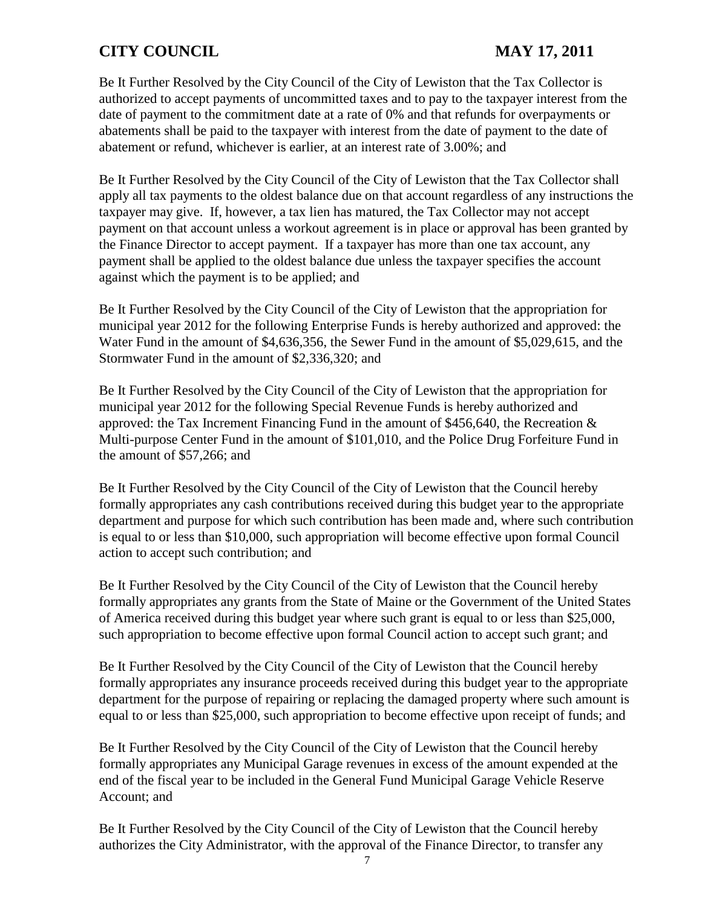Be It Further Resolved by the City Council of the City of Lewiston that the Tax Collector is authorized to accept payments of uncommitted taxes and to pay to the taxpayer interest from the date of payment to the commitment date at a rate of 0% and that refunds for overpayments or abatements shall be paid to the taxpayer with interest from the date of payment to the date of abatement or refund, whichever is earlier, at an interest rate of 3.00%; and

Be It Further Resolved by the City Council of the City of Lewiston that the Tax Collector shall apply all tax payments to the oldest balance due on that account regardless of any instructions the taxpayer may give. If, however, a tax lien has matured, the Tax Collector may not accept payment on that account unless a workout agreement is in place or approval has been granted by the Finance Director to accept payment. If a taxpayer has more than one tax account, any payment shall be applied to the oldest balance due unless the taxpayer specifies the account against which the payment is to be applied; and

Be It Further Resolved by the City Council of the City of Lewiston that the appropriation for municipal year 2012 for the following Enterprise Funds is hereby authorized and approved: the Water Fund in the amount of $4,636,356, the Sewer Fund in the amount of $5,029,615, and the Stormwater Fund in the amount of $2,336,320; and

Be It Further Resolved by the City Council of the City of Lewiston that the appropriation for municipal year 2012 for the following Special Revenue Funds is hereby authorized and approved: the Tax Increment Financing Fund in the amount of $456,640, the Recreation & Multi-purpose Center Fund in the amount of $101,010, and the Police Drug Forfeiture Fund in the amount of $57,266; and

Be It Further Resolved by the City Council of the City of Lewiston that the Council hereby formally appropriates any cash contributions received during this budget year to the appropriate department and purpose for which such contribution has been made and, where such contribution is equal to or less than $10,000, such appropriation will become effective upon formal Council action to accept such contribution; and

Be It Further Resolved by the City Council of the City of Lewiston that the Council hereby formally appropriates any grants from the State of Maine or the Government of the United States of America received during this budget year where such grant is equal to or less than $25,000, such appropriation to become effective upon formal Council action to accept such grant; and

Be It Further Resolved by the City Council of the City of Lewiston that the Council hereby formally appropriates any insurance proceeds received during this budget year to the appropriate department for the purpose of repairing or replacing the damaged property where such amount is equal to or less than $25,000, such appropriation to become effective upon receipt of funds; and

Be It Further Resolved by the City Council of the City of Lewiston that the Council hereby formally appropriates any Municipal Garage revenues in excess of the amount expended at the end of the fiscal year to be included in the General Fund Municipal Garage Vehicle Reserve Account; and

Be It Further Resolved by the City Council of the City of Lewiston that the Council hereby authorizes the City Administrator, with the approval of the Finance Director, to transfer any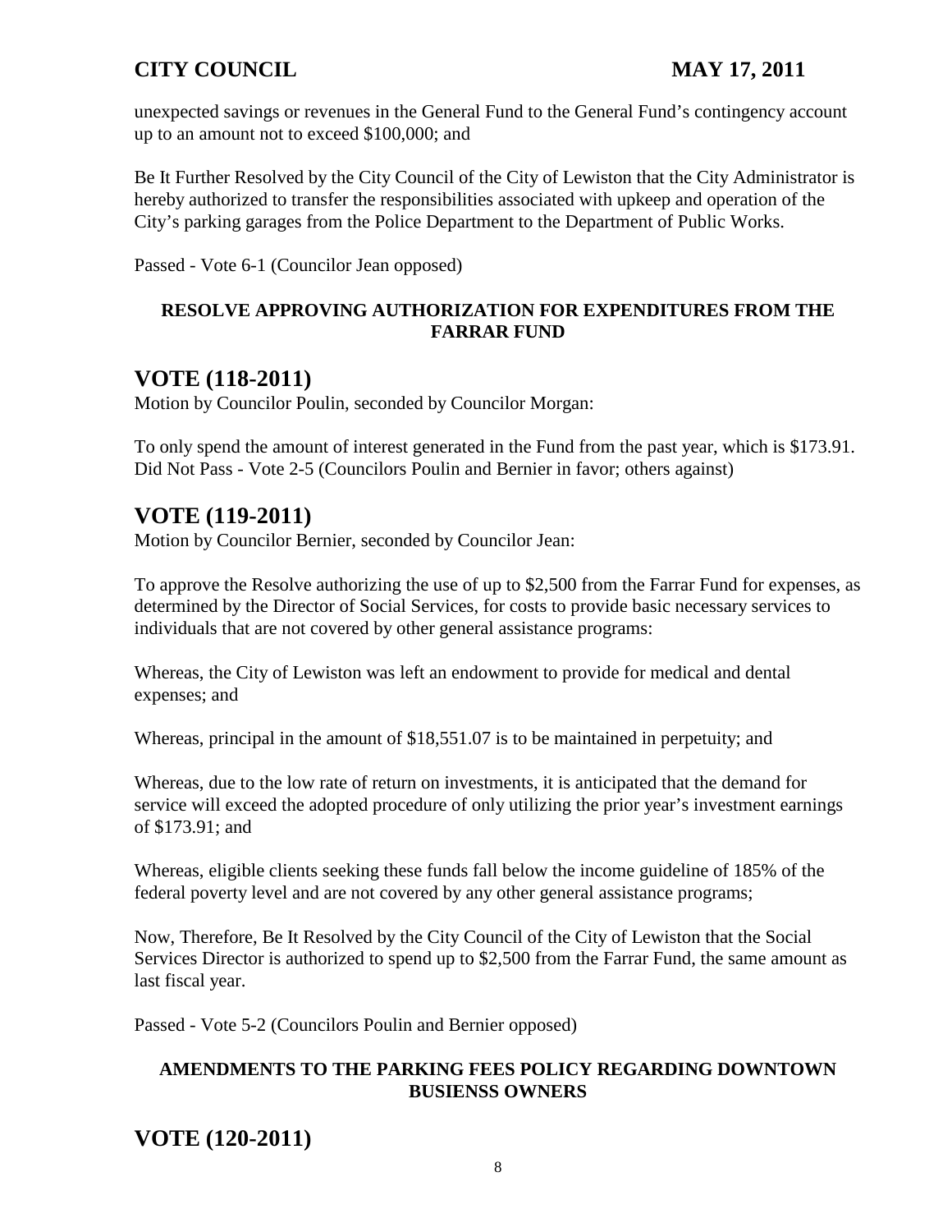unexpected savings or revenues in the General Fund to the General Fund's contingency account up to an amount not to exceed $100,000; and

Be It Further Resolved by the City Council of the City of Lewiston that the City Administrator is hereby authorized to transfer the responsibilities associated with upkeep and operation of the City's parking garages from the Police Department to the Department of Public Works.

Passed - Vote 6-1 (Councilor Jean opposed)

**RESOLVE APPROVING AUTHORIZATION FOR EXPENDITURES FROM THE FARRAR FUND**

## VOTE (118-2011)

Motion by Councilor Poulin, seconded by Councilor Morgan:

To only spend the amount of interest generated in the Fund from the past year, which is $173.91.
Did Not Pass - Vote 2-5 (Councilors Poulin and Bernier in favor; others against)

## VOTE (119-2011)

Motion by Councilor Bernier, seconded by Councilor Jean:

To approve the Resolve authorizing the use of up to $2,500 from the Farrar Fund for expenses, as determined by the Director of Social Services, for costs to provide basic necessary services to individuals that are not covered by other general assistance programs:

Whereas, the City of Lewiston was left an endowment to provide for medical and dental expenses; and

Whereas, principal in the amount of $18,551.07 is to be maintained in perpetuity; and

Whereas, due to the low rate of return on investments, it is anticipated that the demand for service will exceed the adopted procedure of only utilizing the prior year's investment earnings of $173.91; and

Whereas, eligible clients seeking these funds fall below the income guideline of 185% of the federal poverty level and are not covered by any other general assistance programs;

Now, Therefore, Be It Resolved by the City Council of the City of Lewiston that the Social Services Director is authorized to spend up to $2,500 from the Farrar Fund, the same amount as last fiscal year.

Passed - Vote 5-2 (Councilors Poulin and Bernier opposed)

**AMENDMENTS TO THE PARKING FEES POLICY REGARDING DOWNTOWN BUSIENSS OWNERS**

## VOTE (120-2011)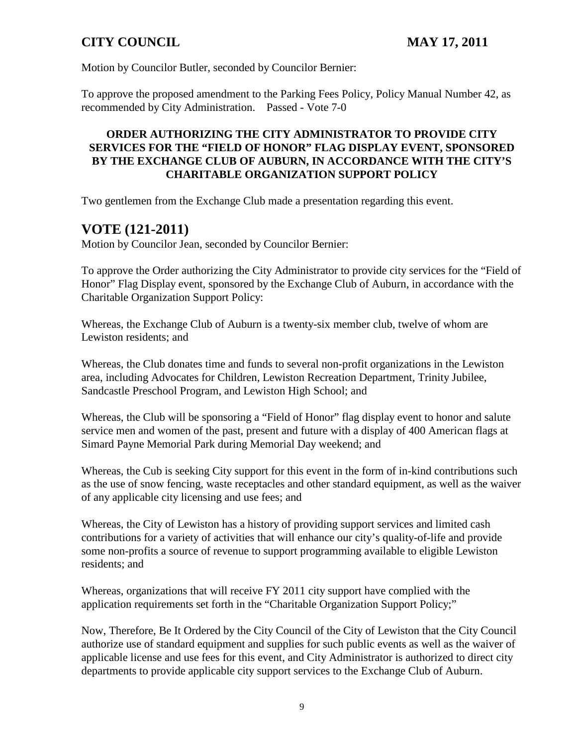Motion by Councilor Butler, seconded by Councilor Bernier:

To approve the proposed amendment to the Parking Fees Policy, Policy Manual Number 42, as recommended by City Administration. Passed - Vote 7-0

**ORDER AUTHORIZING THE CITY ADMINISTRATOR TO PROVIDE CITY SERVICES FOR THE "FIELD OF HONOR" FLAG DISPLAY EVENT, SPONSORED BY THE EXCHANGE CLUB OF AUBURN, IN ACCORDANCE WITH THE CITY'S CHARITABLE ORGANIZATION SUPPORT POLICY**

Two gentlemen from the Exchange Club made a presentation regarding this event.

## VOTE (121-2011)

Motion by Councilor Jean, seconded by Councilor Bernier:

To approve the Order authorizing the City Administrator to provide city services for the "Field of Honor" Flag Display event, sponsored by the Exchange Club of Auburn, in accordance with the Charitable Organization Support Policy:

Whereas, the Exchange Club of Auburn is a twenty-six member club, twelve of whom are Lewiston residents; and

Whereas, the Club donates time and funds to several non-profit organizations in the Lewiston area, including Advocates for Children, Lewiston Recreation Department, Trinity Jubilee, Sandcastle Preschool Program, and Lewiston High School; and

Whereas, the Club will be sponsoring a "Field of Honor" flag display event to honor and salute service men and women of the past, present and future with a display of 400 American flags at Simard Payne Memorial Park during Memorial Day weekend; and

Whereas, the Cub is seeking City support for this event in the form of in-kind contributions such as the use of snow fencing, waste receptacles and other standard equipment, as well as the waiver of any applicable city licensing and use fees; and

Whereas, the City of Lewiston has a history of providing support services and limited cash contributions for a variety of activities that will enhance our city's quality-of-life and provide some non-profits a source of revenue to support programming available to eligible Lewiston residents; and

Whereas, organizations that will receive FY 2011 city support have complied with the application requirements set forth in the "Charitable Organization Support Policy;"

Now, Therefore, Be It Ordered by the City Council of the City of Lewiston that the City Council authorize use of standard equipment and supplies for such public events as well as the waiver of applicable license and use fees for this event, and City Administrator is authorized to direct city departments to provide applicable city support services to the Exchange Club of Auburn.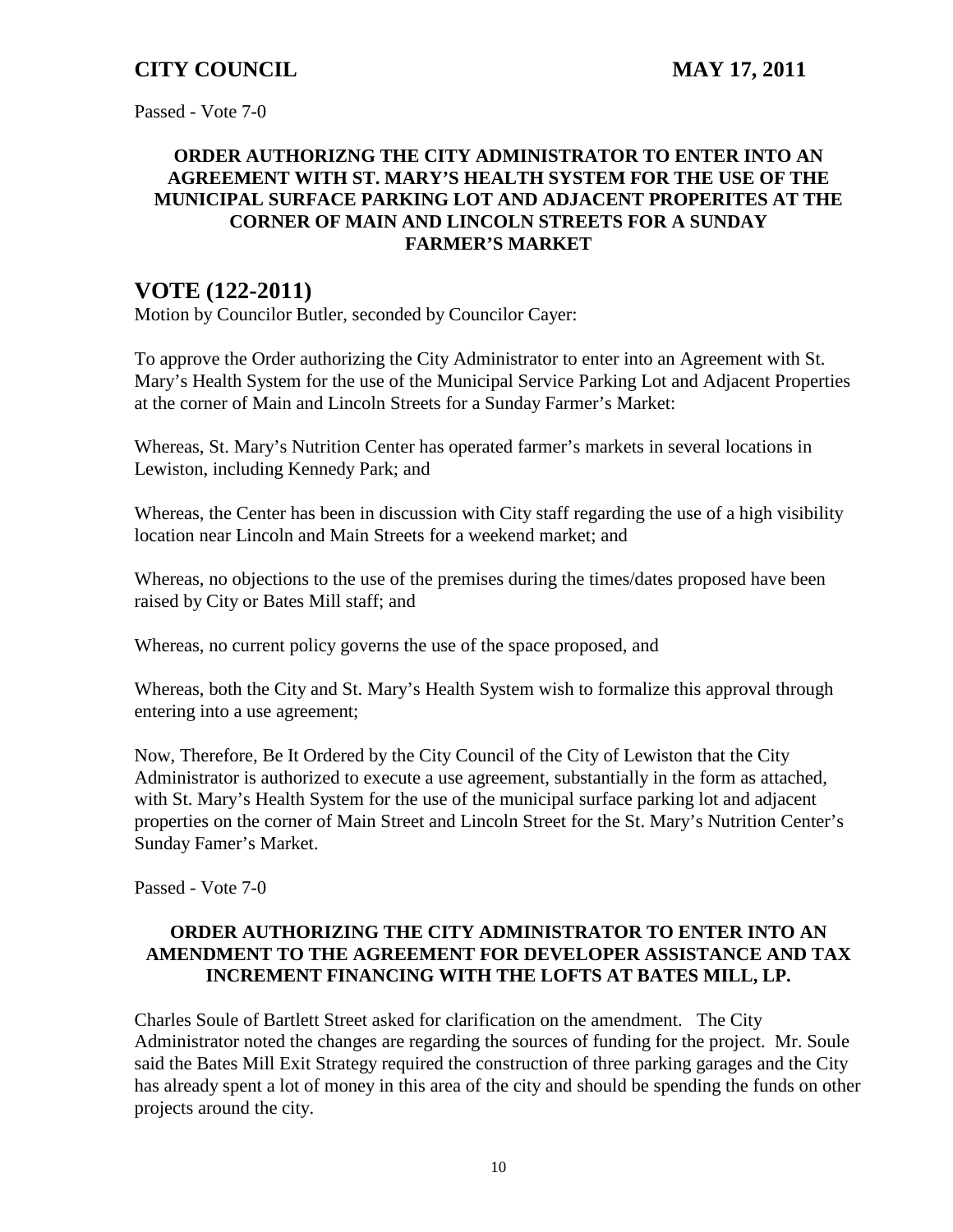Passed - Vote 7-0

**ORDER AUTHORIZNG THE CITY ADMINISTRATOR TO ENTER INTO AN AGREEMENT WITH ST. MARY'S HEALTH SYSTEM FOR THE USE OF THE MUNICIPAL SURFACE PARKING LOT AND ADJACENT PROPERITES AT THE CORNER OF MAIN AND LINCOLN STREETS FOR A SUNDAY FARMER'S MARKET**

## VOTE (122-2011)

Motion by Councilor Butler, seconded by Councilor Cayer:

To approve the Order authorizing the City Administrator to enter into an Agreement with St. Mary's Health System for the use of the Municipal Service Parking Lot and Adjacent Properties at the corner of Main and Lincoln Streets for a Sunday Farmer's Market:

Whereas, St. Mary's Nutrition Center has operated farmer's markets in several locations in Lewiston, including Kennedy Park; and

Whereas, the Center has been in discussion with City staff regarding the use of a high visibility location near Lincoln and Main Streets for a weekend market; and

Whereas, no objections to the use of the premises during the times/dates proposed have been raised by City or Bates Mill staff; and

Whereas, no current policy governs the use of the space proposed, and

Whereas, both the City and St. Mary's Health System wish to formalize this approval through entering into a use agreement;

Now, Therefore, Be It Ordered by the City Council of the City of Lewiston that the City Administrator is authorized to execute a use agreement, substantially in the form as attached, with St. Mary's Health System for the use of the municipal surface parking lot and adjacent properties on the corner of Main Street and Lincoln Street for the St. Mary's Nutrition Center's Sunday Famer's Market.

Passed - Vote 7-0

**ORDER AUTHORIZING THE CITY ADMINISTRATOR TO ENTER INTO AN AMENDMENT TO THE AGREEMENT FOR DEVELOPER ASSISTANCE AND TAX INCREMENT FINANCING WITH THE LOFTS AT BATES MILL, LP.**

Charles Soule of Bartlett Street asked for clarification on the amendment. The City Administrator noted the changes are regarding the sources of funding for the project. Mr. Soule said the Bates Mill Exit Strategy required the construction of three parking garages and the City has already spent a lot of money in this area of the city and should be spending the funds on other projects around the city.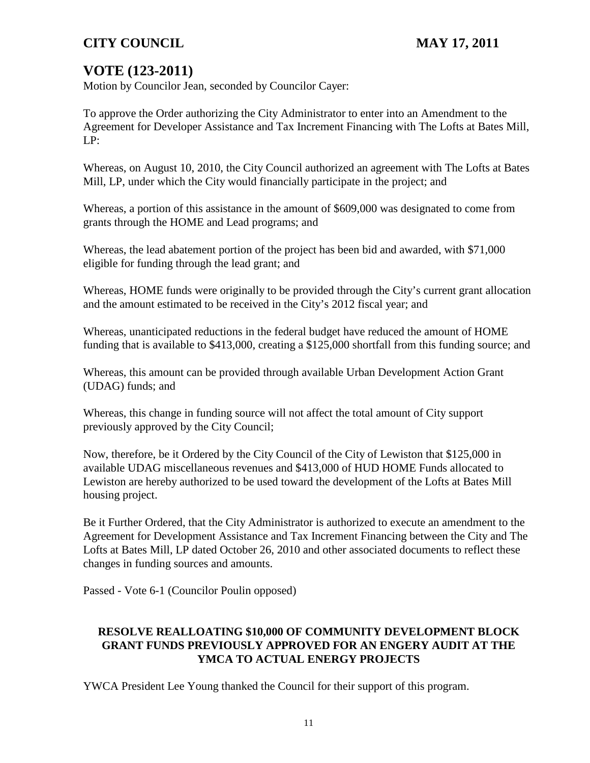## VOTE (123-2011)

Motion by Councilor Jean, seconded by Councilor Cayer:

To approve the Order authorizing the City Administrator to enter into an Amendment to the Agreement for Developer Assistance and Tax Increment Financing with The Lofts at Bates Mill, LP:

Whereas, on August 10, 2010, the City Council authorized an agreement with The Lofts at Bates Mill, LP, under which the City would financially participate in the project; and

Whereas, a portion of this assistance in the amount of $609,000 was designated to come from grants through the HOME and Lead programs; and

Whereas, the lead abatement portion of the project has been bid and awarded, with $71,000 eligible for funding through the lead grant; and

Whereas, HOME funds were originally to be provided through the City's current grant allocation and the amount estimated to be received in the City's 2012 fiscal year; and

Whereas, unanticipated reductions in the federal budget have reduced the amount of HOME funding that is available to $413,000, creating a $125,000 shortfall from this funding source; and

Whereas, this amount can be provided through available Urban Development Action Grant (UDAG) funds; and

Whereas, this change in funding source will not affect the total amount of City support previously approved by the City Council;

Now, therefore, be it Ordered by the City Council of the City of Lewiston that $125,000 in available UDAG miscellaneous revenues and $413,000 of HUD HOME Funds allocated to Lewiston are hereby authorized to be used toward the development of the Lofts at Bates Mill housing project.

Be it Further Ordered, that the City Administrator is authorized to execute an amendment to the Agreement for Development Assistance and Tax Increment Financing between the City and The Lofts at Bates Mill, LP dated October 26, 2010 and other associated documents to reflect these changes in funding sources and amounts.

Passed - Vote 6-1 (Councilor Poulin opposed)

**RESOLVE REALLOATING $10,000 OF COMMUNITY DEVELOPMENT BLOCK GRANT FUNDS PREVIOUSLY APPROVED FOR AN ENGERY AUDIT AT THE YMCA TO ACTUAL ENERGY PROJECTS**

YWCA President Lee Young thanked the Council for their support of this program.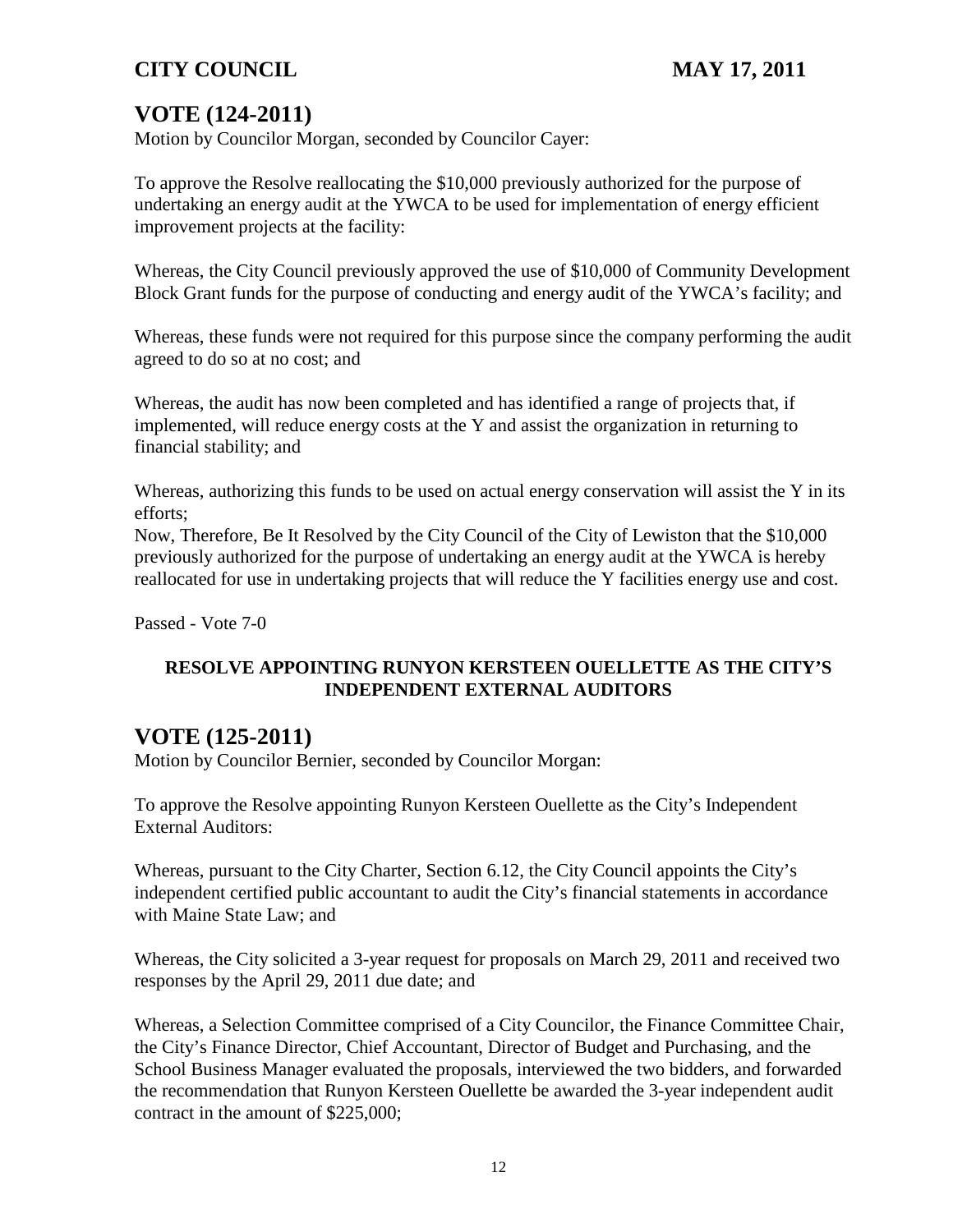## VOTE (124-2011)

Motion by Councilor Morgan, seconded by Councilor Cayer:

To approve the Resolve reallocating the $10,000 previously authorized for the purpose of undertaking an energy audit at the YWCA to be used for implementation of energy efficient improvement projects at the facility:

Whereas, the City Council previously approved the use of $10,000 of Community Development Block Grant funds for the purpose of conducting and energy audit of the YWCA's facility; and

Whereas, these funds were not required for this purpose since the company performing the audit agreed to do so at no cost; and

Whereas, the audit has now been completed and has identified a range of projects that, if implemented, will reduce energy costs at the Y and assist the organization in returning to financial stability; and

Whereas, authorizing this funds to be used on actual energy conservation will assist the Y in its efforts;
Now, Therefore, Be It Resolved by the City Council of the City of Lewiston that the $10,000 previously authorized for the purpose of undertaking an energy audit at the YWCA is hereby reallocated for use in undertaking projects that will reduce the Y facilities energy use and cost.

Passed - Vote 7-0

**RESOLVE APPOINTING RUNYON KERSTEEN OUELLETTE AS THE CITY'S INDEPENDENT EXTERNAL AUDITORS**

## VOTE (125-2011)

Motion by Councilor Bernier, seconded by Councilor Morgan:

To approve the Resolve appointing Runyon Kersteen Ouellette as the City's Independent External Auditors:

Whereas, pursuant to the City Charter, Section 6.12, the City Council appoints the City's independent certified public accountant to audit the City's financial statements in accordance with Maine State Law; and

Whereas, the City solicited a 3-year request for proposals on March 29, 2011 and received two responses by the April 29, 2011 due date; and

Whereas, a Selection Committee comprised of a City Councilor, the Finance Committee Chair, the City's Finance Director, Chief Accountant, Director of Budget and Purchasing, and the School Business Manager evaluated the proposals, interviewed the two bidders, and forwarded the recommendation that Runyon Kersteen Ouellette be awarded the 3-year independent audit contract in the amount of $225,000;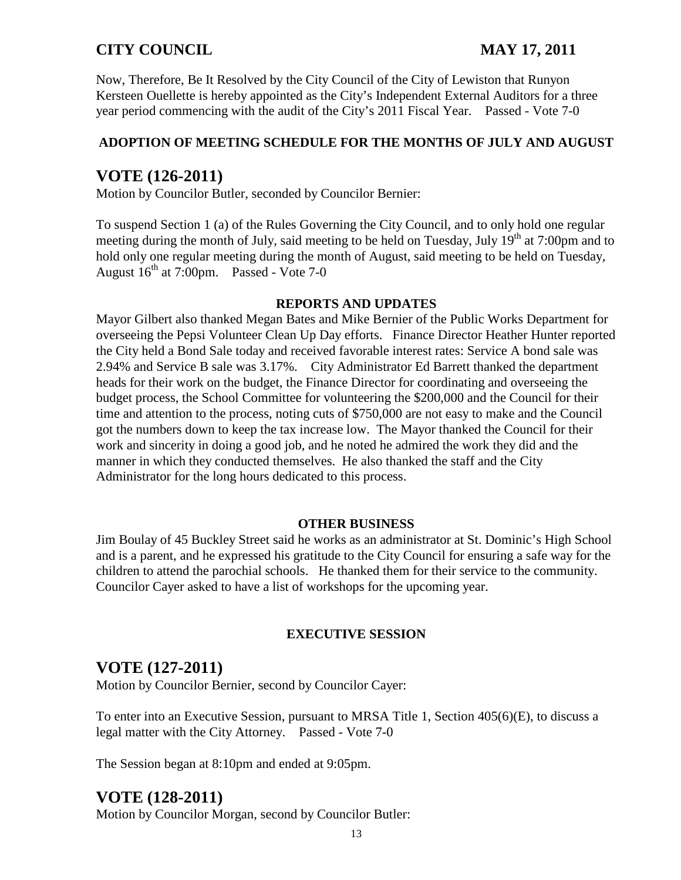Now, Therefore, Be It Resolved by the City Council of the City of Lewiston that Runyon Kersteen Ouellette is hereby appointed as the City's Independent External Auditors for a three year period commencing with the audit of the City's 2011 Fiscal Year. Passed - Vote 7-0

**ADOPTION OF MEETING SCHEDULE FOR THE MONTHS OF JULY AND AUGUST**

## VOTE (126-2011)

Motion by Councilor Butler, seconded by Councilor Bernier:

To suspend Section 1 (a) of the Rules Governing the City Council, and to only hold one regular meeting during the month of July, said meeting to be held on Tuesday, July 19th at 7:00pm and to hold only one regular meeting during the month of August, said meeting to be held on Tuesday, August 16th at 7:00pm. Passed - Vote 7-0

**REPORTS AND UPDATES**

Mayor Gilbert also thanked Megan Bates and Mike Bernier of the Public Works Department for overseeing the Pepsi Volunteer Clean Up Day efforts. Finance Director Heather Hunter reported the City held a Bond Sale today and received favorable interest rates: Service A bond sale was 2.94% and Service B sale was 3.17%. City Administrator Ed Barrett thanked the department heads for their work on the budget, the Finance Director for coordinating and overseeing the budget process, the School Committee for volunteering the $200,000 and the Council for their time and attention to the process, noting cuts of $750,000 are not easy to make and the Council got the numbers down to keep the tax increase low. The Mayor thanked the Council for their work and sincerity in doing a good job, and he noted he admired the work they did and the manner in which they conducted themselves. He also thanked the staff and the City Administrator for the long hours dedicated to this process.

**OTHER BUSINESS**

Jim Boulay of 45 Buckley Street said he works as an administrator at St. Dominic's High School and is a parent, and he expressed his gratitude to the City Council for ensuring a safe way for the children to attend the parochial schools. He thanked them for their service to the community. Councilor Cayer asked to have a list of workshops for the upcoming year.

**EXECUTIVE SESSION**

## VOTE (127-2011)

Motion by Councilor Bernier, second by Councilor Cayer:

To enter into an Executive Session, pursuant to MRSA Title 1, Section 405(6)(E), to discuss a legal matter with the City Attorney. Passed - Vote 7-0

The Session began at 8:10pm and ended at 9:05pm.

## VOTE (128-2011)

Motion by Councilor Morgan, second by Councilor Butler: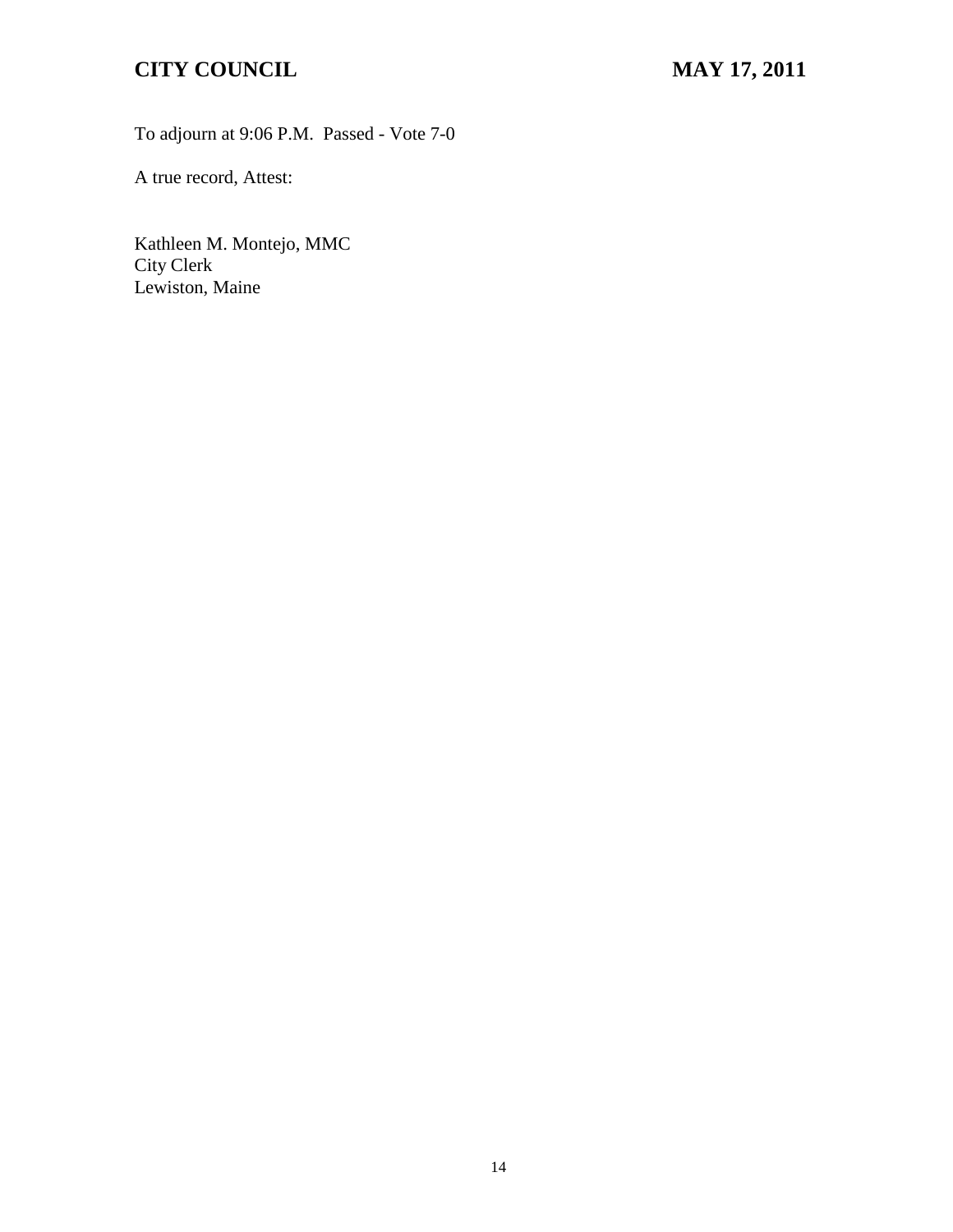To adjourn at 9:06 P.M. Passed - Vote 7-0

A true record, Attest:

Kathleen M. Montejo, MMC
City Clerk
Lewiston, Maine